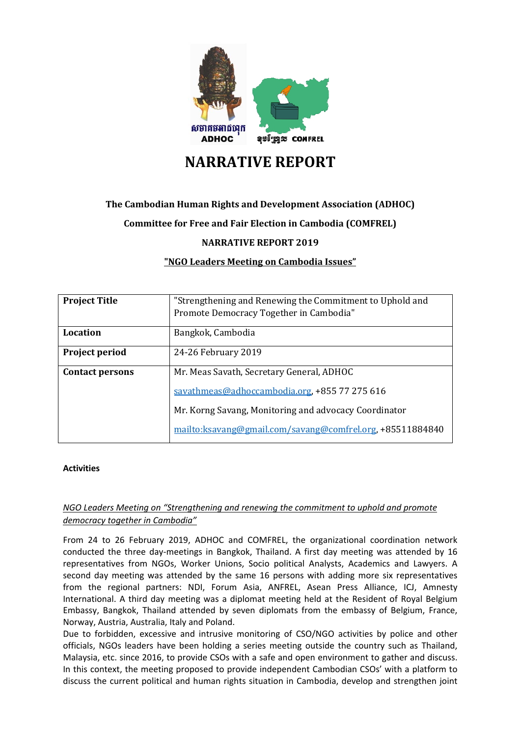# NARRATIVE REPORT

**The Cambodian Human Rights and Development Association (ADHOC)**

**Committee for Free and Fair Election in Cambodia (COMFREL)**

**NARRATIVE REPORT 2019**

**"NGO Leaders Meeting on Cambodia Issues"**

| **Project Title** | "Strengthening and Renewing the Commitment to Uphold and Promote Democracy Together in Cambodia" |
|---|---|
| **Location** | Bangkok, Cambodia |
| **Project period** | 24-26 February 2019 |
| **Contact persons** | Mr. Meas Savath, Secretary General, ADHOC<br>savathmeas@adhoccambodia.org, +855 77 275 616<br>Mr. Korng Savang, Monitoring and advocacy Coordinator<br>mailto:ksavang@gmail.com/savang@comfrel.org, +85511884840 |

**Activities**

*NGO Leaders Meeting on "Strengthening and renewing the commitment to uphold and promote democracy together in Cambodia"*

From 24 to 26 February 2019, ADHOC and COMFREL, the organizational coordination network conducted the three day-meetings in Bangkok, Thailand. A first day meeting was attended by 16 representatives from NGOs, Worker Unions, Socio political Analysts, Academics and Lawyers. A second day meeting was attended by the same 16 persons with adding more six representatives from the regional partners: NDI, Forum Asia, ANFREL, Asean Press Alliance, ICJ, Amnesty International. A third day meeting was a diplomat meeting held at the Resident of Royal Belgium Embassy, Bangkok, Thailand attended by seven diplomats from the embassy of Belgium, France, Norway, Austria, Australia, Italy and Poland.

Due to forbidden, excessive and intrusive monitoring of CSO/NGO activities by police and other officials, NGOs leaders have been holding a series meeting outside the country such as Thailand, Malaysia, etc. since 2016, to provide CSOs with a safe and open environment to gather and discuss. In this context, the meeting proposed to provide independent Cambodian CSOs' with a platform to discuss the current political and human rights situation in Cambodia, develop and strengthen joint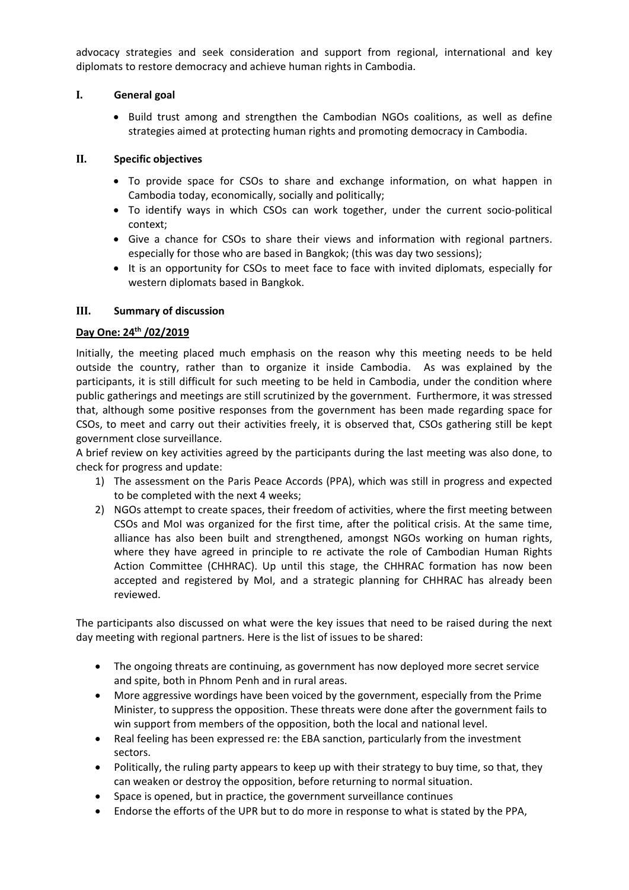advocacy strategies and seek consideration and support from regional, international and key diplomats to restore democracy and achieve human rights in Cambodia.

## I. General goal

- Build trust among and strengthen the Cambodian NGOs coalitions, as well as define strategies aimed at protecting human rights and promoting democracy in Cambodia.

## II. Specific objectives

- To provide space for CSOs to share and exchange information, on what happen in Cambodia today, economically, socially and politically;
- To identify ways in which CSOs can work together, under the current socio-political context;
- Give a chance for CSOs to share their views and information with regional partners. especially for those who are based in Bangkok; (this was day two sessions);
- It is an opportunity for CSOs to meet face to face with invited diplomats, especially for western diplomats based in Bangkok.

## III. Summary of discussion

**Day One: 24th /02/2019**

Initially, the meeting placed much emphasis on the reason why this meeting needs to be held outside the country, rather than to organize it inside Cambodia. As was explained by the participants, it is still difficult for such meeting to be held in Cambodia, under the condition where public gatherings and meetings are still scrutinized by the government. Furthermore, it was stressed that, although some positive responses from the government has been made regarding space for CSOs, to meet and carry out their activities freely, it is observed that, CSOs gathering still be kept government close surveillance.

A brief review on key activities agreed by the participants during the last meeting was also done, to check for progress and update:

1) The assessment on the Paris Peace Accords (PPA), which was still in progress and expected to be completed with the next 4 weeks;
2) NGOs attempt to create spaces, their freedom of activities, where the first meeting between CSOs and MoI was organized for the first time, after the political crisis. At the same time, alliance has also been built and strengthened, amongst NGOs working on human rights, where they have agreed in principle to re activate the role of Cambodian Human Rights Action Committee (CHHRAC). Up until this stage, the CHHRAC formation has now been accepted and registered by MoI, and a strategic planning for CHHRAC has already been reviewed.

The participants also discussed on what were the key issues that need to be raised during the next day meeting with regional partners. Here is the list of issues to be shared:

- The ongoing threats are continuing, as government has now deployed more secret service and spite, both in Phnom Penh and in rural areas.
- More aggressive wordings have been voiced by the government, especially from the Prime Minister, to suppress the opposition. These threats were done after the government fails to win support from members of the opposition, both the local and national level.
- Real feeling has been expressed re: the EBA sanction, particularly from the investment sectors.
- Politically, the ruling party appears to keep up with their strategy to buy time, so that, they can weaken or destroy the opposition, before returning to normal situation.
- Space is opened, but in practice, the government surveillance continues
- Endorse the efforts of the UPR but to do more in response to what is stated by the PPA,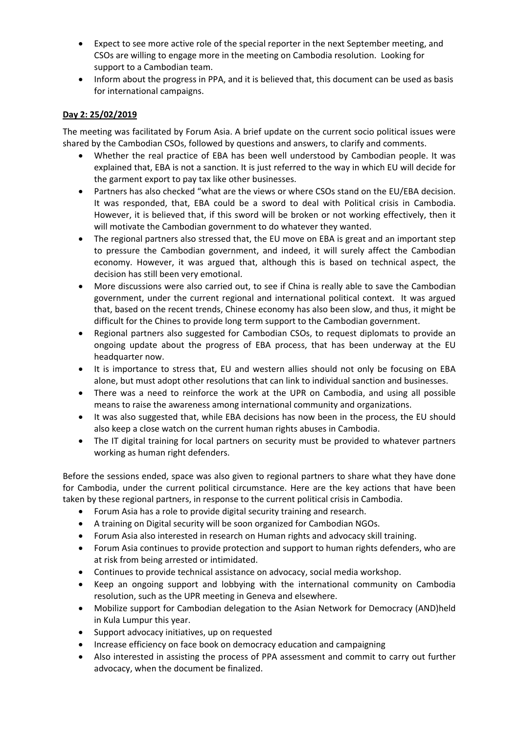- Expect to see more active role of the special reporter in the next September meeting, and CSOs are willing to engage more in the meeting on Cambodia resolution. Looking for support to a Cambodian team.
- Inform about the progress in PPA, and it is believed that, this document can be used as basis for international campaigns.

**Day 2: 25/02/2019**

The meeting was facilitated by Forum Asia. A brief update on the current socio political issues were shared by the Cambodian CSOs, followed by questions and answers, to clarify and comments.

- Whether the real practice of EBA has been well understood by Cambodian people. It was explained that, EBA is not a sanction. It is just referred to the way in which EU will decide for the garment export to pay tax like other businesses.
- Partners has also checked "what are the views or where CSOs stand on the EU/EBA decision. It was responded, that, EBA could be a sword to deal with Political crisis in Cambodia. However, it is believed that, if this sword will be broken or not working effectively, then it will motivate the Cambodian government to do whatever they wanted.
- The regional partners also stressed that, the EU move on EBA is great and an important step to pressure the Cambodian government, and indeed, it will surely affect the Cambodian economy. However, it was argued that, although this is based on technical aspect, the decision has still been very emotional.
- More discussions were also carried out, to see if China is really able to save the Cambodian government, under the current regional and international political context. It was argued that, based on the recent trends, Chinese economy has also been slow, and thus, it might be difficult for the Chines to provide long term support to the Cambodian government.
- Regional partners also suggested for Cambodian CSOs, to request diplomats to provide an ongoing update about the progress of EBA process, that has been underway at the EU headquarter now.
- It is importance to stress that, EU and western allies should not only be focusing on EBA alone, but must adopt other resolutions that can link to individual sanction and businesses.
- There was a need to reinforce the work at the UPR on Cambodia, and using all possible means to raise the awareness among international community and organizations.
- It was also suggested that, while EBA decisions has now been in the process, the EU should also keep a close watch on the current human rights abuses in Cambodia.
- The IT digital training for local partners on security must be provided to whatever partners working as human right defenders.

Before the sessions ended, space was also given to regional partners to share what they have done for Cambodia, under the current political circumstance. Here are the key actions that have been taken by these regional partners, in response to the current political crisis in Cambodia.

- Forum Asia has a role to provide digital security training and research.
- A training on Digital security will be soon organized for Cambodian NGOs.
- Forum Asia also interested in research on Human rights and advocacy skill training.
- Forum Asia continues to provide protection and support to human rights defenders, who are at risk from being arrested or intimidated.
- Continues to provide technical assistance on advocacy, social media workshop.
- Keep an ongoing support and lobbying with the international community on Cambodia resolution, such as the UPR meeting in Geneva and elsewhere.
- Mobilize support for Cambodian delegation to the Asian Network for Democracy (AND)held in Kula Lumpur this year.
- Support advocacy initiatives, up on requested
- Increase efficiency on face book on democracy education and campaigning
- Also interested in assisting the process of PPA assessment and commit to carry out further advocacy, when the document be finalized.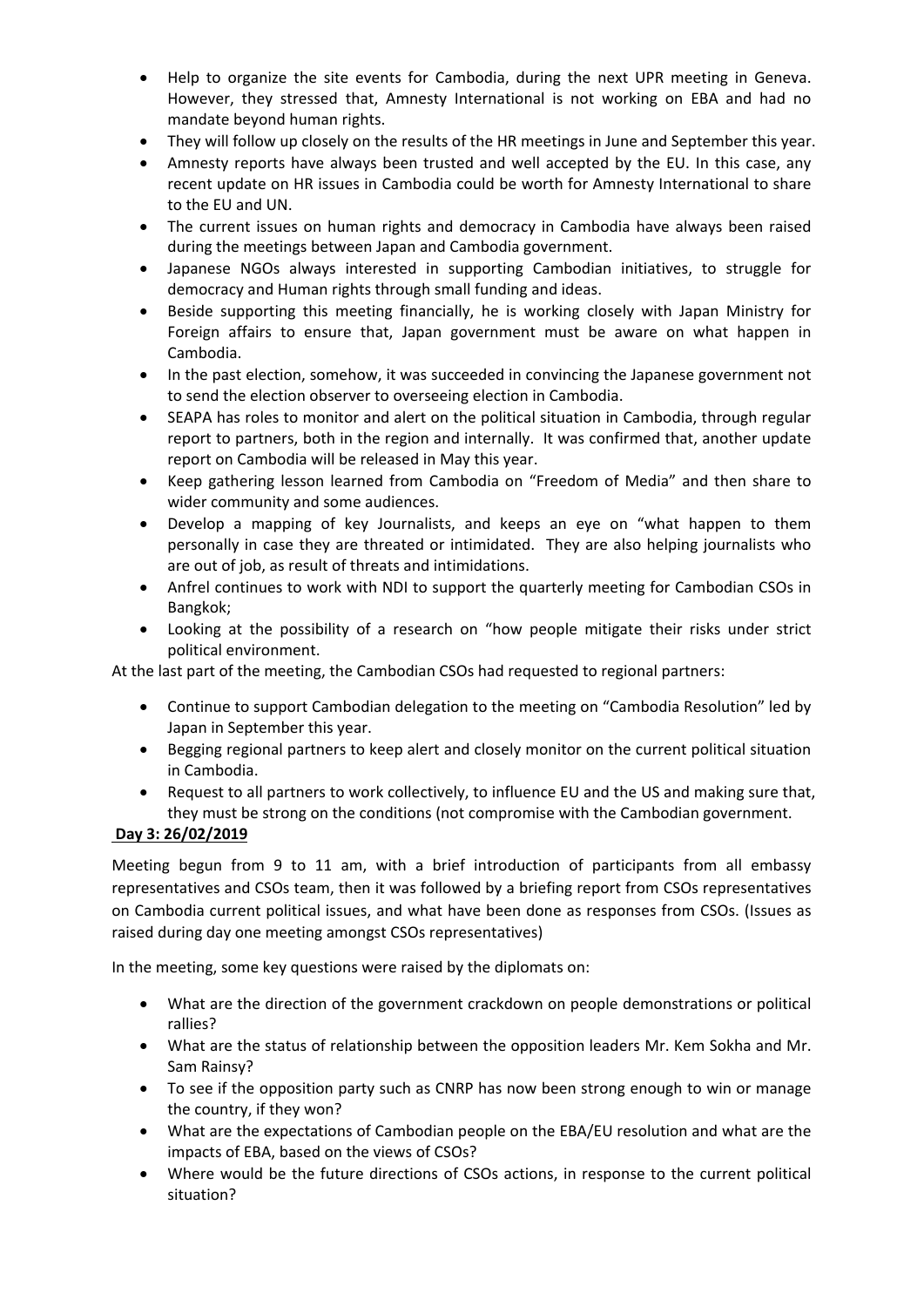- Help to organize the site events for Cambodia, during the next UPR meeting in Geneva. However, they stressed that, Amnesty International is not working on EBA and had no mandate beyond human rights.
- They will follow up closely on the results of the HR meetings in June and September this year.
- Amnesty reports have always been trusted and well accepted by the EU. In this case, any recent update on HR issues in Cambodia could be worth for Amnesty International to share to the EU and UN.
- The current issues on human rights and democracy in Cambodia have always been raised during the meetings between Japan and Cambodia government.
- Japanese NGOs always interested in supporting Cambodian initiatives, to struggle for democracy and Human rights through small funding and ideas.
- Beside supporting this meeting financially, he is working closely with Japan Ministry for Foreign affairs to ensure that, Japan government must be aware on what happen in Cambodia.
- In the past election, somehow, it was succeeded in convincing the Japanese government not to send the election observer to overseeing election in Cambodia.
- SEAPA has roles to monitor and alert on the political situation in Cambodia, through regular report to partners, both in the region and internally. It was confirmed that, another update report on Cambodia will be released in May this year.
- Keep gathering lesson learned from Cambodia on "Freedom of Media" and then share to wider community and some audiences.
- Develop a mapping of key Journalists, and keeps an eye on "what happen to them personally in case they are threated or intimidated. They are also helping journalists who are out of job, as result of threats and intimidations.
- Anfrel continues to work with NDI to support the quarterly meeting for Cambodian CSOs in Bangkok;
- Looking at the possibility of a research on "how people mitigate their risks under strict political environment.

At the last part of the meeting, the Cambodian CSOs had requested to regional partners:

- Continue to support Cambodian delegation to the meeting on "Cambodia Resolution" led by Japan in September this year.
- Begging regional partners to keep alert and closely monitor on the current political situation in Cambodia.
- Request to all partners to work collectively, to influence EU and the US and making sure that, they must be strong on the conditions (not compromise with the Cambodian government.

**Day 3: 26/02/2019**

Meeting begun from 9 to 11 am, with a brief introduction of participants from all embassy representatives and CSOs team, then it was followed by a briefing report from CSOs representatives on Cambodia current political issues, and what have been done as responses from CSOs. (Issues as raised during day one meeting amongst CSOs representatives)

In the meeting, some key questions were raised by the diplomats on:

- What are the direction of the government crackdown on people demonstrations or political rallies?
- What are the status of relationship between the opposition leaders Mr. Kem Sokha and Mr. Sam Rainsy?
- To see if the opposition party such as CNRP has now been strong enough to win or manage the country, if they won?
- What are the expectations of Cambodian people on the EBA/EU resolution and what are the impacts of EBA, based on the views of CSOs?
- Where would be the future directions of CSOs actions, in response to the current political situation?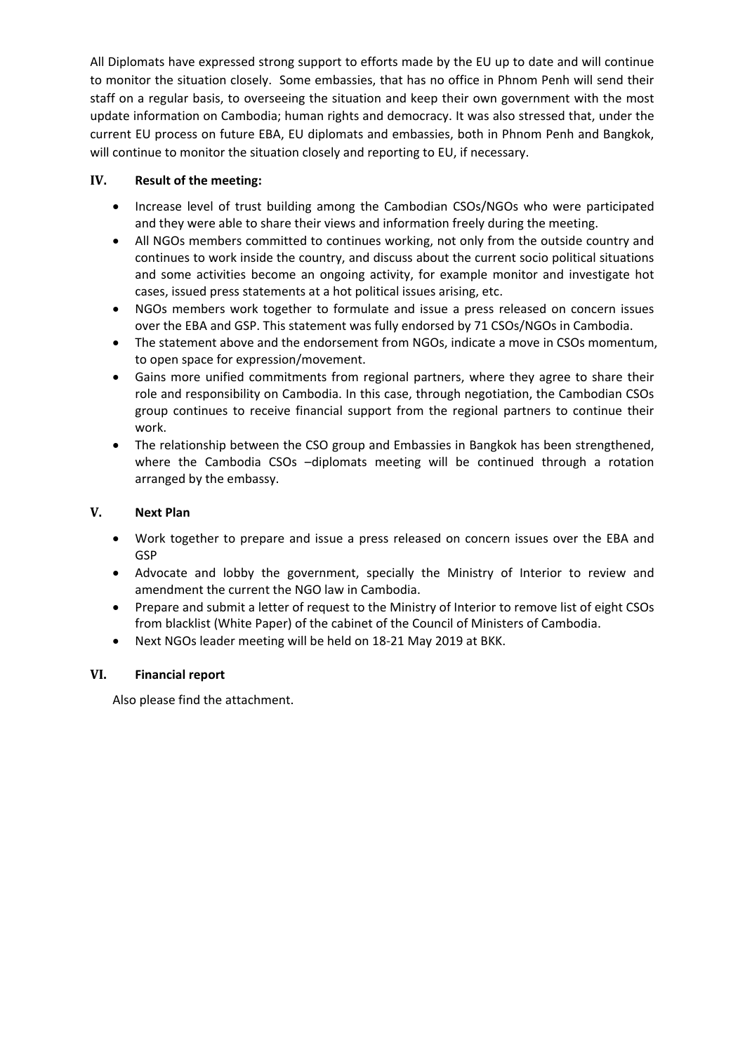All Diplomats have expressed strong support to efforts made by the EU up to date and will continue to monitor the situation closely. Some embassies, that has no office in Phnom Penh will send their staff on a regular basis, to overseeing the situation and keep their own government with the most update information on Cambodia; human rights and democracy. It was also stressed that, under the current EU process on future EBA, EU diplomats and embassies, both in Phnom Penh and Bangkok, will continue to monitor the situation closely and reporting to EU, if necessary.

## IV. Result of the meeting:

- Increase level of trust building among the Cambodian CSOs/NGOs who were participated and they were able to share their views and information freely during the meeting.
- All NGOs members committed to continues working, not only from the outside country and continues to work inside the country, and discuss about the current socio political situations and some activities become an ongoing activity, for example monitor and investigate hot cases, issued press statements at a hot political issues arising, etc.
- NGOs members work together to formulate and issue a press released on concern issues over the EBA and GSP. This statement was fully endorsed by 71 CSOs/NGOs in Cambodia.
- The statement above and the endorsement from NGOs, indicate a move in CSOs momentum, to open space for expression/movement.
- Gains more unified commitments from regional partners, where they agree to share their role and responsibility on Cambodia. In this case, through negotiation, the Cambodian CSOs group continues to receive financial support from the regional partners to continue their work.
- The relationship between the CSO group and Embassies in Bangkok has been strengthened, where the Cambodia CSOs –diplomats meeting will be continued through a rotation arranged by the embassy.

## V. Next Plan

- Work together to prepare and issue a press released on concern issues over the EBA and GSP
- Advocate and lobby the government, specially the Ministry of Interior to review and amendment the current the NGO law in Cambodia.
- Prepare and submit a letter of request to the Ministry of Interior to remove list of eight CSOs from blacklist (White Paper) of the cabinet of the Council of Ministers of Cambodia.
- Next NGOs leader meeting will be held on 18-21 May 2019 at BKK.

## VI. Financial report

Also please find the attachment.